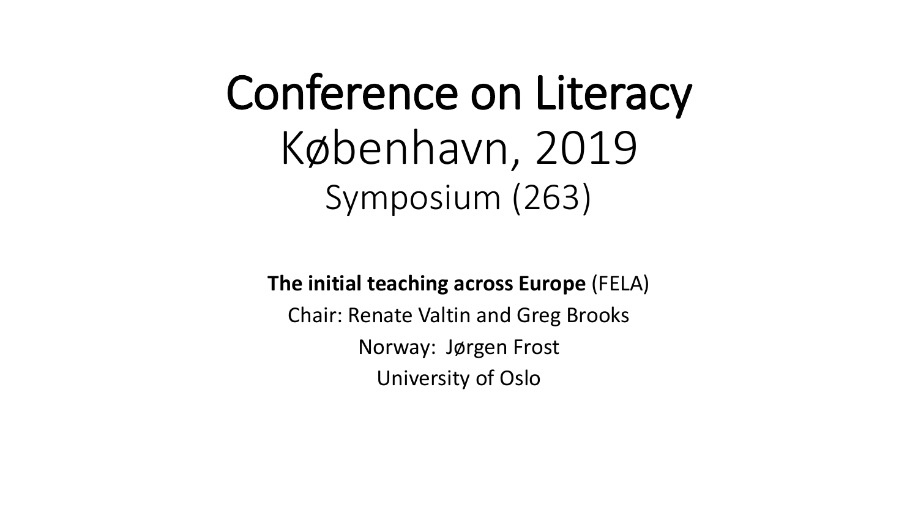# Conference on Literacy

## København, 2019

### Symposium (263)

**The initial teaching across Europe** (FELA)

Chair: Renate Valtin and Greg Brooks

Norway: Jørgen Frost

University of Oslo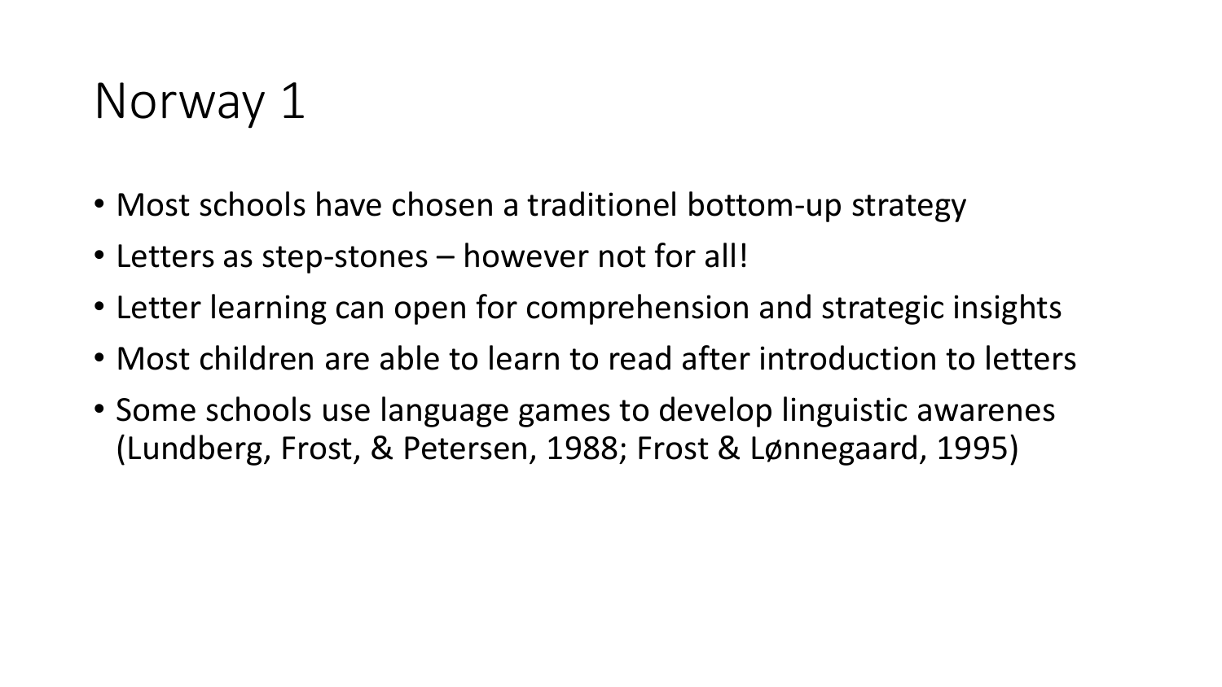# Norway 1

- Most schools have chosen a traditionel bottom-up strategy
- Letters as step-stones – however not for all!
- Letter learning can open for comprehension and strategic insights
- Most children are able to learn to read after introduction to letters
- Some schools use language games to develop linguistic awarenes (Lundberg, Frost, & Petersen, 1988; Frost & Lønnegaard, 1995)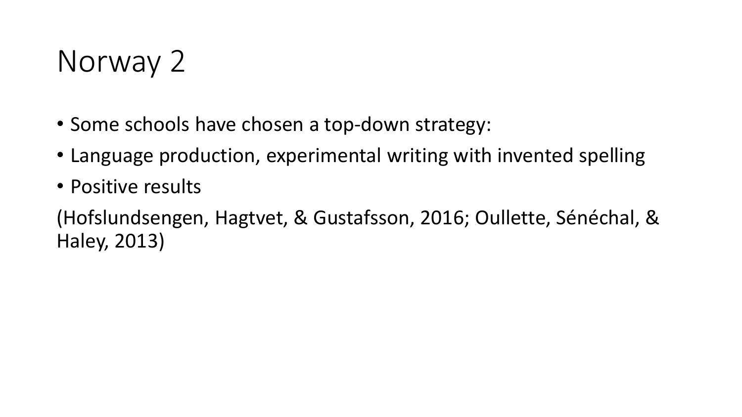# Norway 2

- Some schools have chosen a top-down strategy:
- Language production, experimental writing with invented spelling
- Positive results

(Hofslundsengen, Hagtvet, & Gustafsson, 2016; Oullette, Sénéchal, & Haley, 2013)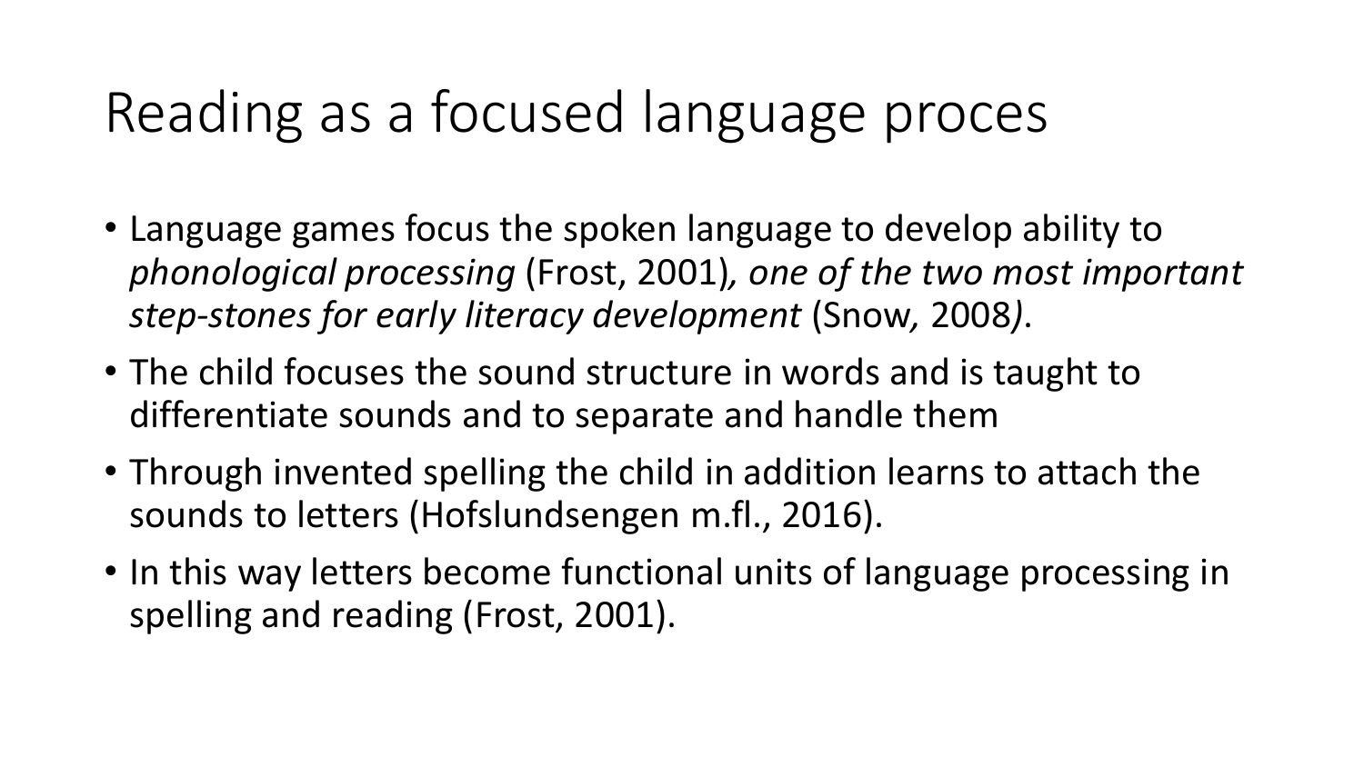# Reading as a focused language proces

- Language games focus the spoken language to develop ability to *phonological processing* (Frost, 2001)*, one of the two most important step-stones for early literacy development* (Snow*,* 2008*)*.
- The child focuses the sound structure in words and is taught to differentiate sounds and to separate and handle them
- Through invented spelling the child in addition learns to attach the sounds to letters (Hofslundsengen m.fl., 2016).
- In this way letters become functional units of language processing in spelling and reading (Frost, 2001).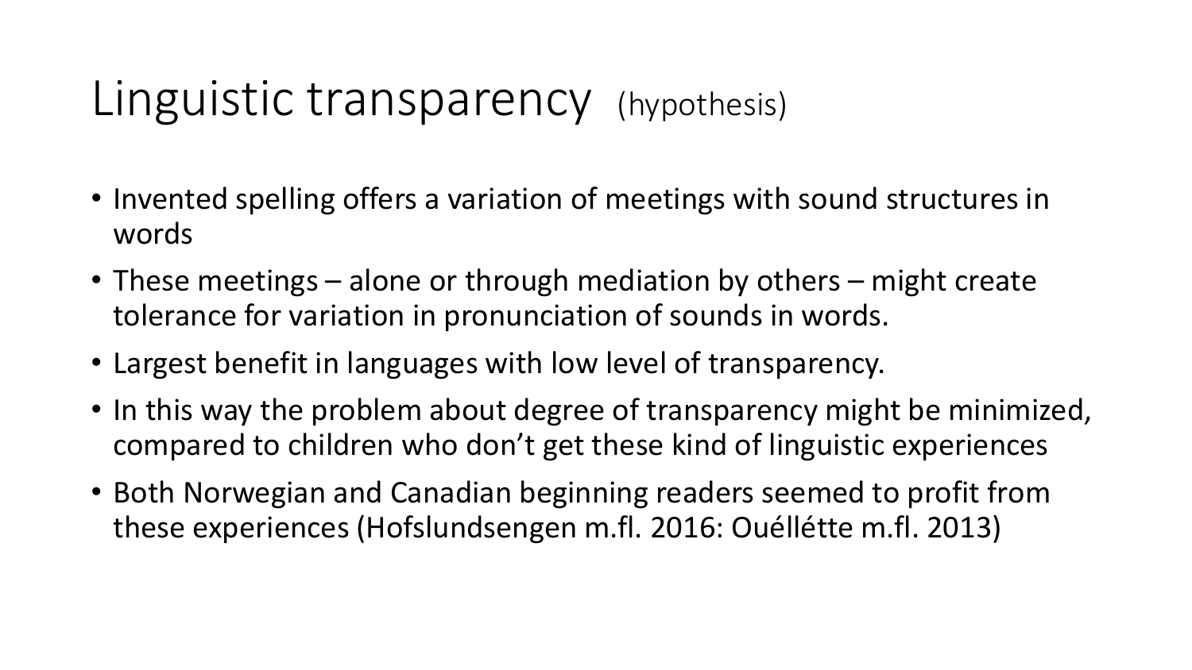# Linguistic transparency (hypothesis)

- Invented spelling offers a variation of meetings with sound structures in words
- These meetings – alone or through mediation by others – might create tolerance for variation in pronunciation of sounds in words.
- Largest benefit in languages with low level of transparency.
- In this way the problem about degree of transparency might be minimized, compared to children who don't get these kind of linguistic experiences
- Both Norwegian and Canadian beginning readers seemed to profit from these experiences (Hofslundsengen m.fl. 2016: Ouéllétte m.fl. 2013)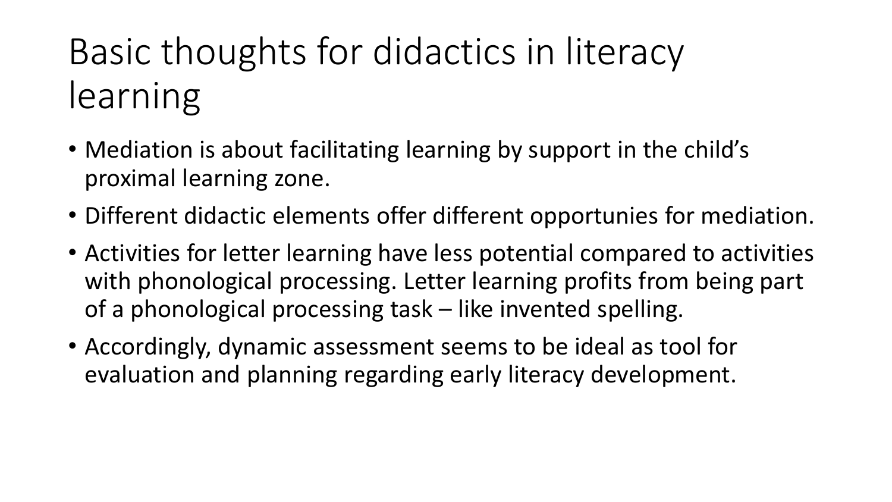# Basic thoughts for didactics in literacy learning

- Mediation is about facilitating learning by support in the child's proximal learning zone.
- Different didactic elements offer different opportunies for mediation.
- Activities for letter learning have less potential compared to activities with phonological processing. Letter learning profits from being part of a phonological processing task – like invented spelling.
- Accordingly, dynamic assessment seems to be ideal as tool for evaluation and planning regarding early literacy development.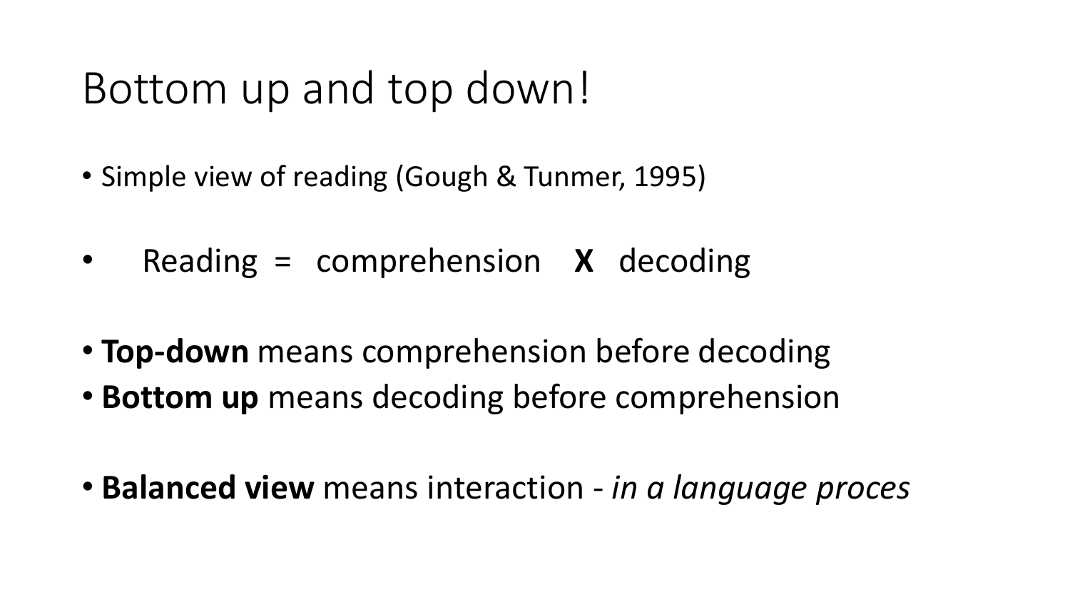# Bottom up and top down!

- Simple view of reading (Gough & Tunmer, 1995)

- Reading = comprehension **X** decoding

- **Top-down** means comprehension before decoding
- **Bottom up** means decoding before comprehension

- **Balanced view** means interaction - *in a language proces*